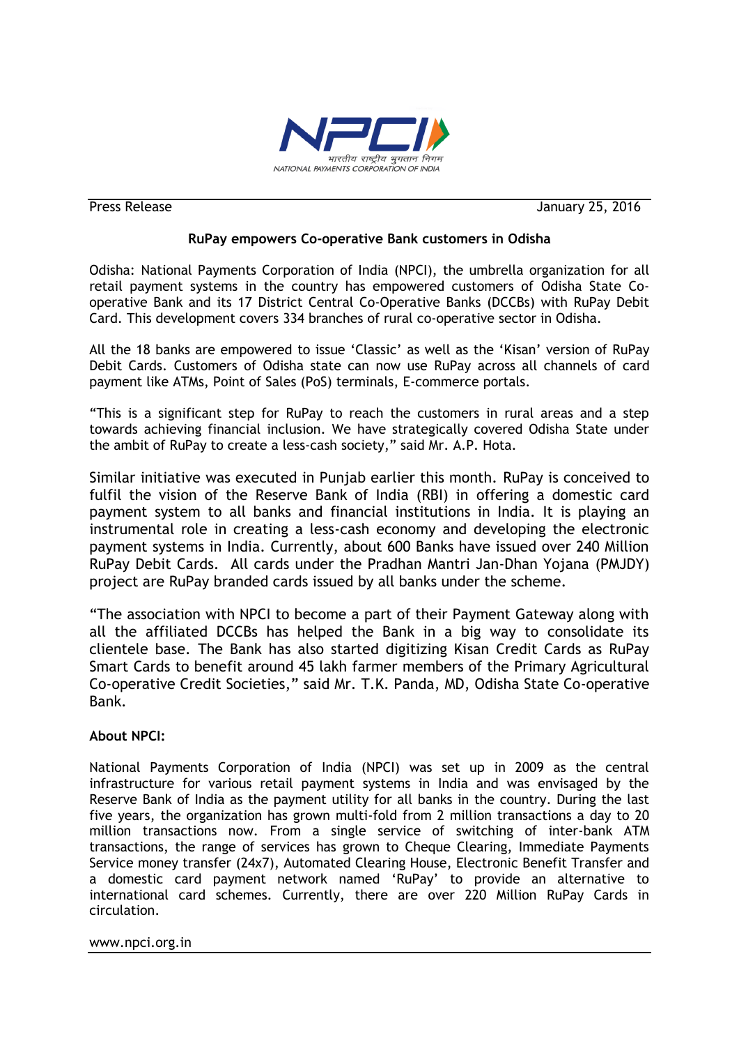Press Release January 25, 2016

**RuPay empowers Co-operative Bank customers in Odisha**

Odisha: National Payments Corporation of India (NPCI), the umbrella organization for all retail payment systems in the country has empowered customers of Odisha State Co-operative Bank and its 17 District Central Co-Operative Banks (DCCBs) with RuPay Debit Card. This development covers 334 branches of rural co-operative sector in Odisha.

All the 18 banks are empowered to issue 'Classic' as well as the 'Kisan' version of RuPay Debit Cards. Customers of Odisha state can now use RuPay across all channels of card payment like ATMs, Point of Sales (PoS) terminals, E-commerce portals.

"This is a significant step for RuPay to reach the customers in rural areas and a step towards achieving financial inclusion. We have strategically covered Odisha State under the ambit of RuPay to create a less-cash society," said Mr. A.P. Hota.

Similar initiative was executed in Punjab earlier this month. RuPay is conceived to fulfil the vision of the Reserve Bank of India (RBI) in offering a domestic card payment system to all banks and financial institutions in India. It is playing an instrumental role in creating a less-cash economy and developing the electronic payment systems in India. Currently, about 600 Banks have issued over 240 Million RuPay Debit Cards. All cards under the Pradhan Mantri Jan-Dhan Yojana (PMJDY) project are RuPay branded cards issued by all banks under the scheme.

"The association with NPCI to become a part of their Payment Gateway along with all the affiliated DCCBs has helped the Bank in a big way to consolidate its clientele base. The Bank has also started digitizing Kisan Credit Cards as RuPay Smart Cards to benefit around 45 lakh farmer members of the Primary Agricultural Co-operative Credit Societies," said Mr. T.K. Panda, MD, Odisha State Co-operative Bank.

**About NPCI:**

National Payments Corporation of India (NPCI) was set up in 2009 as the central infrastructure for various retail payment systems in India and was envisaged by the Reserve Bank of India as the payment utility for all banks in the country. During the last five years, the organization has grown multi-fold from 2 million transactions a day to 20 million transactions now. From a single service of switching of inter-bank ATM transactions, the range of services has grown to Cheque Clearing, Immediate Payments Service money transfer (24x7), Automated Clearing House, Electronic Benefit Transfer and a domestic card payment network named 'RuPay' to provide an alternative to international card schemes. Currently, there are over 220 Million RuPay Cards in circulation.

www.npci.org.in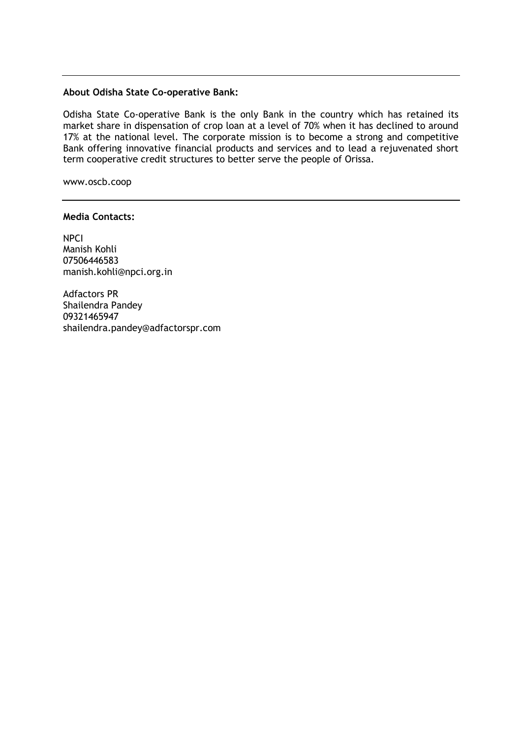**About Odisha State Co-operative Bank:**

Odisha State Co-operative Bank is the only Bank in the country which has retained its market share in dispensation of crop loan at a level of 70% when it has declined to around 17% at the national level. The corporate mission is to become a strong and competitive Bank offering innovative financial products and services and to lead a rejuvenated short term cooperative credit structures to better serve the people of Orissa.

www.oscb.coop

---

**Media Contacts:**

NPCI
Manish Kohli
07506446583
manish.kohli@npci.org.in

Adfactors PR
Shailendra Pandey
09321465947
shailendra.pandey@adfactorspr.com